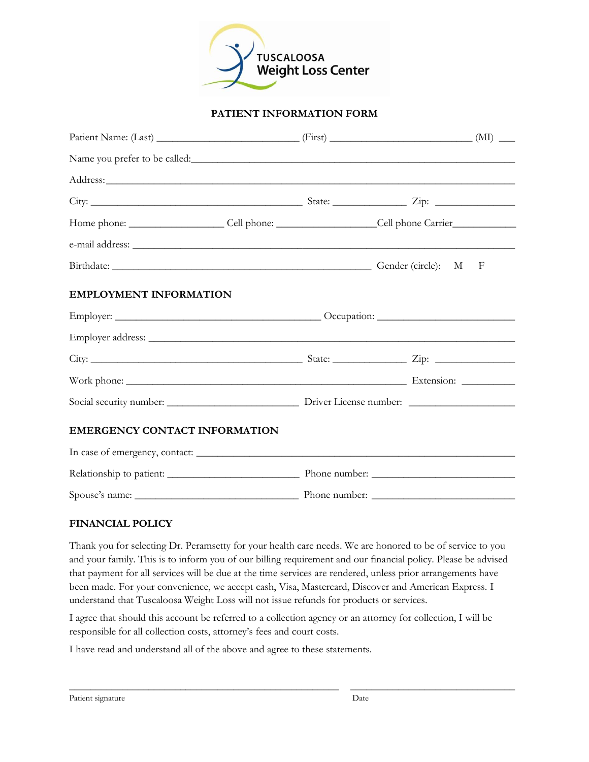TUSCALOOSA
Weight Loss Center

## PATIENT INFORMATION FORM

Patient Name: (Last) ___________________________ (First) ___________________________ (MI) ___

Name you prefer to be called:_______________________________________________________________

Address:_________________________________________________________________________________

City: ________________________________________ State: ______________ Zip: _______________

Home phone: __________________ Cell phone: ___________________Cell phone Carrier____________

e-mail address: __________________________________________________________________________

Birthdate: __________________________________________________ Gender (circle): M F

### EMPLOYMENT INFORMATION

Employer: _______________________________________ Occupation: __________________________

Employer address: ________________________________________________________________________

City: ________________________________________ State: ______________ Zip: _______________

Work phone: _____________________________________________________ Extension: __________

Social security number: _________________________ Driver License number: ____________________

### EMERGENCY CONTACT INFORMATION

In case of emergency, contact: ____________________________________________________________

Relationship to patient: _________________________ Phone number: ___________________________

Spouse's name: _______________________________ Phone number: ___________________________

### FINANCIAL POLICY

Thank you for selecting Dr. Peramsetty for your health care needs. We are honored to be of service to you and your family. This is to inform you of our billing requirement and our financial policy. Please be advised that payment for all services will be due at the time services are rendered, unless prior arrangements have been made. For your convenience, we accept cash, Visa, Mastercard, Discover and American Express. I understand that Tuscaloosa Weight Loss will not issue refunds for products or services.

I agree that should this account be referred to a collection agency or an attorney for collection, I will be responsible for all collection costs, attorney's fees and court costs.

I have read and understand all of the above and agree to these statements.

_______________________________________________ ______________________________

Patient signature Date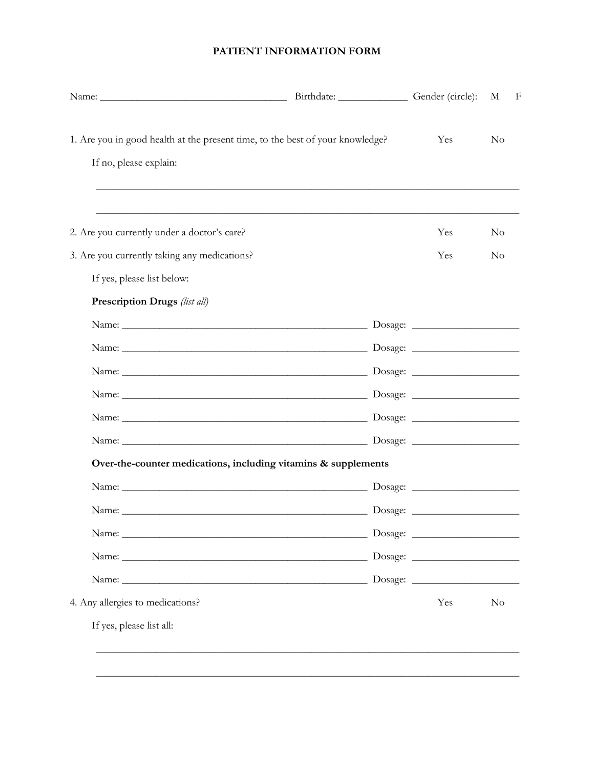# PATIENT INFORMATION FORM

Name: ________________________________ Birthdate: ____________ Gender (circle): M F

1. Are you in good health at the present time, to the best of your knowledge? Yes No

   If no, please explain:

   ______________________________________________________________________

   ______________________________________________________________________

2. Are you currently under a doctor's care? Yes No

3. Are you currently taking any medications? Yes No

   If yes, please list below:

   **Prescription Drugs** *(list all)*

   Name: ________________________________________ Dosage: __________________

   Name: ________________________________________ Dosage: __________________

   Name: ________________________________________ Dosage: __________________

   Name: ________________________________________ Dosage: __________________

   Name: ________________________________________ Dosage: __________________

   Name: ________________________________________ Dosage: __________________

   **Over-the-counter medications, including vitamins & supplements**

   Name: ________________________________________ Dosage: __________________

   Name: ________________________________________ Dosage: __________________

   Name: ________________________________________ Dosage: __________________

   Name: ________________________________________ Dosage: __________________

   Name: ________________________________________ Dosage: __________________

4. Any allergies to medications? Yes No

   If yes, please list all:

   ______________________________________________________________________

   ______________________________________________________________________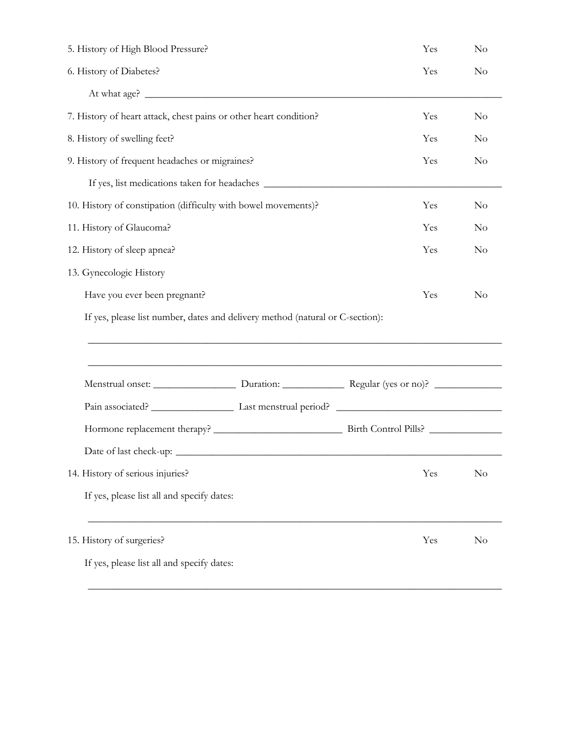5. History of High Blood Pressure? Yes No

6. History of Diabetes? Yes No

At what age? ______________________________________________________________________

7. History of heart attack, chest pains or other heart condition? Yes No

8. History of swelling feet? Yes No

9. History of frequent headaches or migraines? Yes No

If yes, list medications taken for headaches ______________________________________________

10. History of constipation (difficulty with bowel movements)? Yes No

11. History of Glaucoma? Yes No

12. History of sleep apnea? Yes No

13. Gynecologic History

Have you ever been pregnant? Yes No

If yes, please list number, dates and delivery method (natural or C-section):

______________________________________________________________________________

______________________________________________________________________________

Menstrual onset: ________________ Duration: ____________ Regular (yes or no)? _____________

Pain associated? ________________ Last menstrual period? ________________________________

Hormone replacement therapy? ________________________ Birth Control Pills? ______________

Date of last check-up: _______________________________________________________________

14. History of serious injuries? Yes No

If yes, please list all and specify dates:

______________________________________________________________________________

15. History of surgeries? Yes No

If yes, please list all and specify dates:

______________________________________________________________________________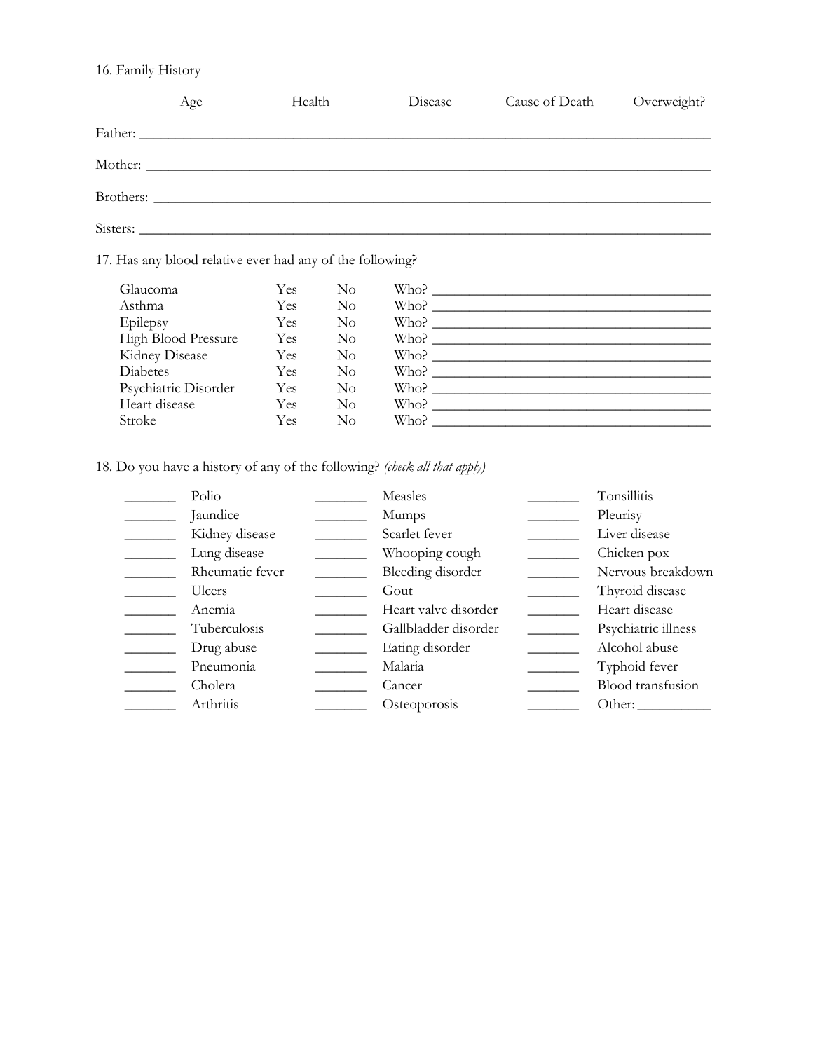16. Family History

| | Age | Health | Disease | Cause of Death | Overweight? |
|---|---|---|---|---|---|
| Father: | | | | | |
| Mother: | | | | | |
| Brothers: | | | | | |
| Sisters: | | | | | |

17. Has any blood relative ever had any of the following?

| | | | |
|---|---|---|---|
| Glaucoma | Yes | No | Who? ________________ |
| Asthma | Yes | No | Who? ________________ |
| Epilepsy | Yes | No | Who? ________________ |
| High Blood Pressure | Yes | No | Who? ________________ |
| Kidney Disease | Yes | No | Who? ________________ |
| Diabetes | Yes | No | Who? ________________ |
| Psychiatric Disorder | Yes | No | Who? ________________ |
| Heart disease | Yes | No | Who? ________________ |
| Stroke | Yes | No | Who? ________________ |

18. Do you have a history of any of the following? *(check all that apply)*

| | | | | | |
|---|---|---|---|---|---|
| _______ | Polio | _______ | Measles | _______ | Tonsillitis |
| _______ | Jaundice | _______ | Mumps | _______ | Pleurisy |
| _______ | Kidney disease | _______ | Scarlet fever | _______ | Liver disease |
| _______ | Lung disease | _______ | Whooping cough | _______ | Chicken pox |
| _______ | Rheumatic fever | _______ | Bleeding disorder | _______ | Nervous breakdown |
| _______ | Ulcers | _______ | Gout | _______ | Thyroid disease |
| _______ | Anemia | _______ | Heart valve disorder | _______ | Heart disease |
| _______ | Tuberculosis | _______ | Gallbladder disorder | _______ | Psychiatric illness |
| _______ | Drug abuse | _______ | Eating disorder | _______ | Alcohol abuse |
| _______ | Pneumonia | _______ | Malaria | _______ | Typhoid fever |
| _______ | Cholera | _______ | Cancer | _______ | Blood transfusion |
| _______ | Arthritis | _______ | Osteoporosis | _______ | Other: __________ |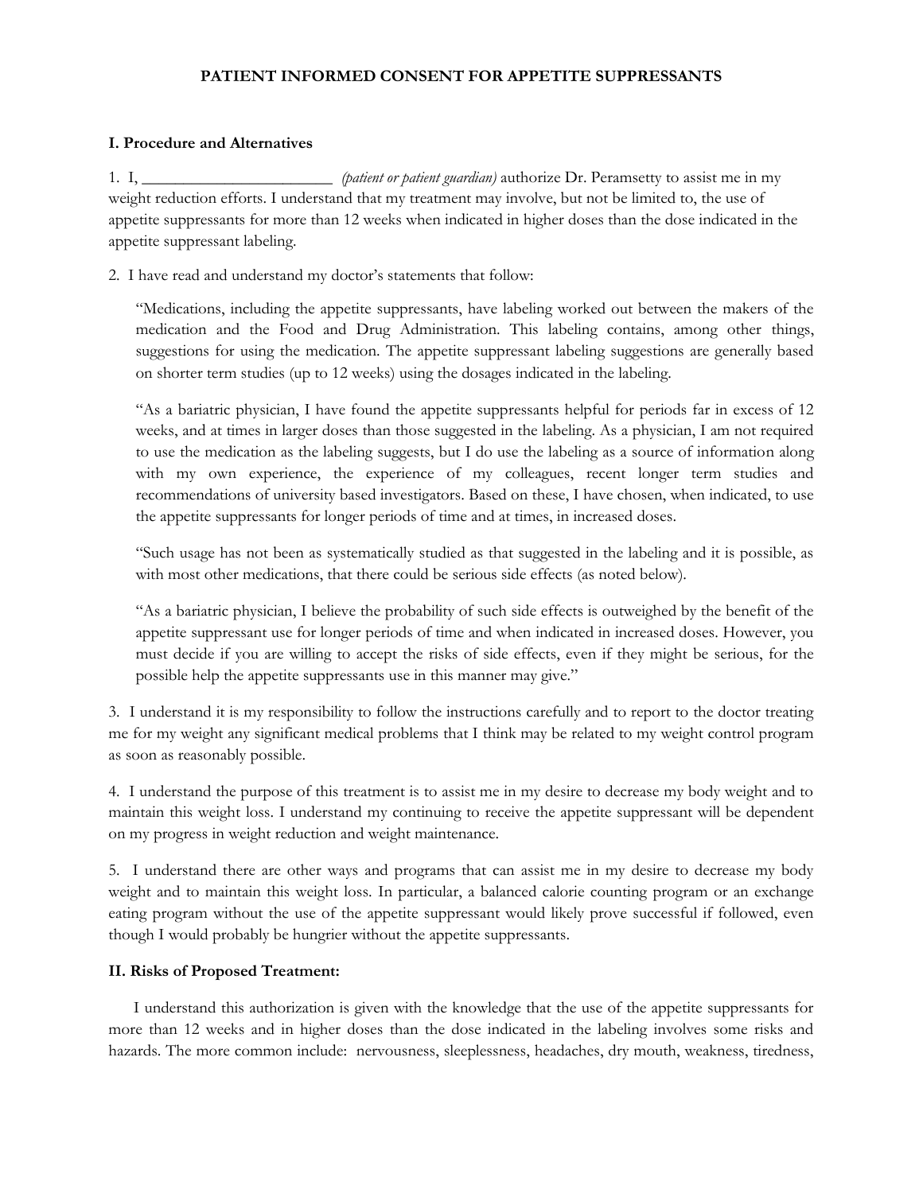**PATIENT INFORMED CONSENT FOR APPETITE SUPPRESSANTS**

**I. Procedure and Alternatives**

1. I, _______________________ *(patient or patient guardian)* authorize Dr. Peramsetty to assist me in my weight reduction efforts. I understand that my treatment may involve, but not be limited to, the use of appetite suppressants for more than 12 weeks when indicated in higher doses than the dose indicated in the appetite suppressant labeling.

2. I have read and understand my doctor's statements that follow:

> "Medications, including the appetite suppressants, have labeling worked out between the makers of the medication and the Food and Drug Administration. This labeling contains, among other things, suggestions for using the medication. The appetite suppressant labeling suggestions are generally based on shorter term studies (up to 12 weeks) using the dosages indicated in the labeling.
>
> "As a bariatric physician, I have found the appetite suppressants helpful for periods far in excess of 12 weeks, and at times in larger doses than those suggested in the labeling. As a physician, I am not required to use the medication as the labeling suggests, but I do use the labeling as a source of information along with my own experience, the experience of my colleagues, recent longer term studies and recommendations of university based investigators. Based on these, I have chosen, when indicated, to use the appetite suppressants for longer periods of time and at times, in increased doses.
>
> "Such usage has not been as systematically studied as that suggested in the labeling and it is possible, as with most other medications, that there could be serious side effects (as noted below).
>
> "As a bariatric physician, I believe the probability of such side effects is outweighed by the benefit of the appetite suppressant use for longer periods of time and when indicated in increased doses. However, you must decide if you are willing to accept the risks of side effects, even if they might be serious, for the possible help the appetite suppressants use in this manner may give."

3. I understand it is my responsibility to follow the instructions carefully and to report to the doctor treating me for my weight any significant medical problems that I think may be related to my weight control program as soon as reasonably possible.

4. I understand the purpose of this treatment is to assist me in my desire to decrease my body weight and to maintain this weight loss. I understand my continuing to receive the appetite suppressant will be dependent on my progress in weight reduction and weight maintenance.

5. I understand there are other ways and programs that can assist me in my desire to decrease my body weight and to maintain this weight loss. In particular, a balanced calorie counting program or an exchange eating program without the use of the appetite suppressant would likely prove successful if followed, even though I would probably be hungrier without the appetite suppressants.

**II. Risks of Proposed Treatment:**

I understand this authorization is given with the knowledge that the use of the appetite suppressants for more than 12 weeks and in higher doses than the dose indicated in the labeling involves some risks and hazards. The more common include: nervousness, sleeplessness, headaches, dry mouth, weakness, tiredness,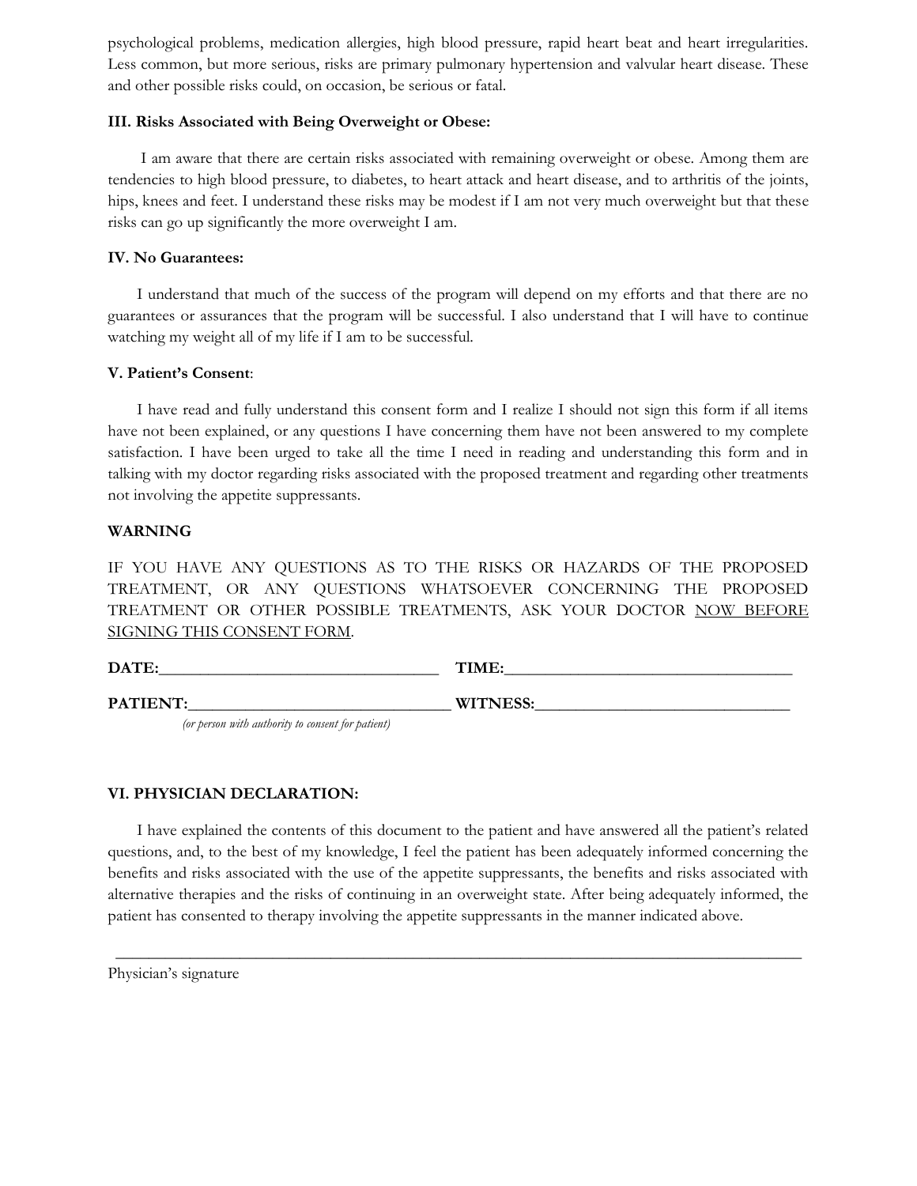psychological problems, medication allergies, high blood pressure, rapid heart beat and heart irregularities. Less common, but more serious, risks are primary pulmonary hypertension and valvular heart disease. These and other possible risks could, on occasion, be serious or fatal.

**III. Risks Associated with Being Overweight or Obese:**

I am aware that there are certain risks associated with remaining overweight or obese. Among them are tendencies to high blood pressure, to diabetes, to heart attack and heart disease, and to arthritis of the joints, hips, knees and feet. I understand these risks may be modest if I am not very much overweight but that these risks can go up significantly the more overweight I am.

**IV. No Guarantees:**

I understand that much of the success of the program will depend on my efforts and that there are no guarantees or assurances that the program will be successful. I also understand that I will have to continue watching my weight all of my life if I am to be successful.

**V. Patient's Consent**:

I have read and fully understand this consent form and I realize I should not sign this form if all items have not been explained, or any questions I have concerning them have not been answered to my complete satisfaction. I have been urged to take all the time I need in reading and understanding this form and in talking with my doctor regarding risks associated with the proposed treatment and regarding other treatments not involving the appetite suppressants.

**WARNING**

IF YOU HAVE ANY QUESTIONS AS TO THE RISKS OR HAZARDS OF THE PROPOSED TREATMENT, OR ANY QUESTIONS WHATSOEVER CONCERNING THE PROPOSED TREATMENT OR OTHER POSSIBLE TREATMENTS, ASK YOUR DOCTOR NOW BEFORE SIGNING THIS CONSENT FORM.

**DATE:**_________________________________ **TIME:**___________________________________

**PATIENT:**_____________________________ **WITNESS:**______________________________

*(or person with authority to consent for patient)*

**VI. PHYSICIAN DECLARATION:**

I have explained the contents of this document to the patient and have answered all the patient's related questions, and, to the best of my knowledge, I feel the patient has been adequately informed concerning the benefits and risks associated with the use of the appetite suppressants, the benefits and risks associated with alternative therapies and the risks of continuing in an overweight state. After being adequately informed, the patient has consented to therapy involving the appetite suppressants in the manner indicated above.

_____________________________________________________________________________________

Physician's signature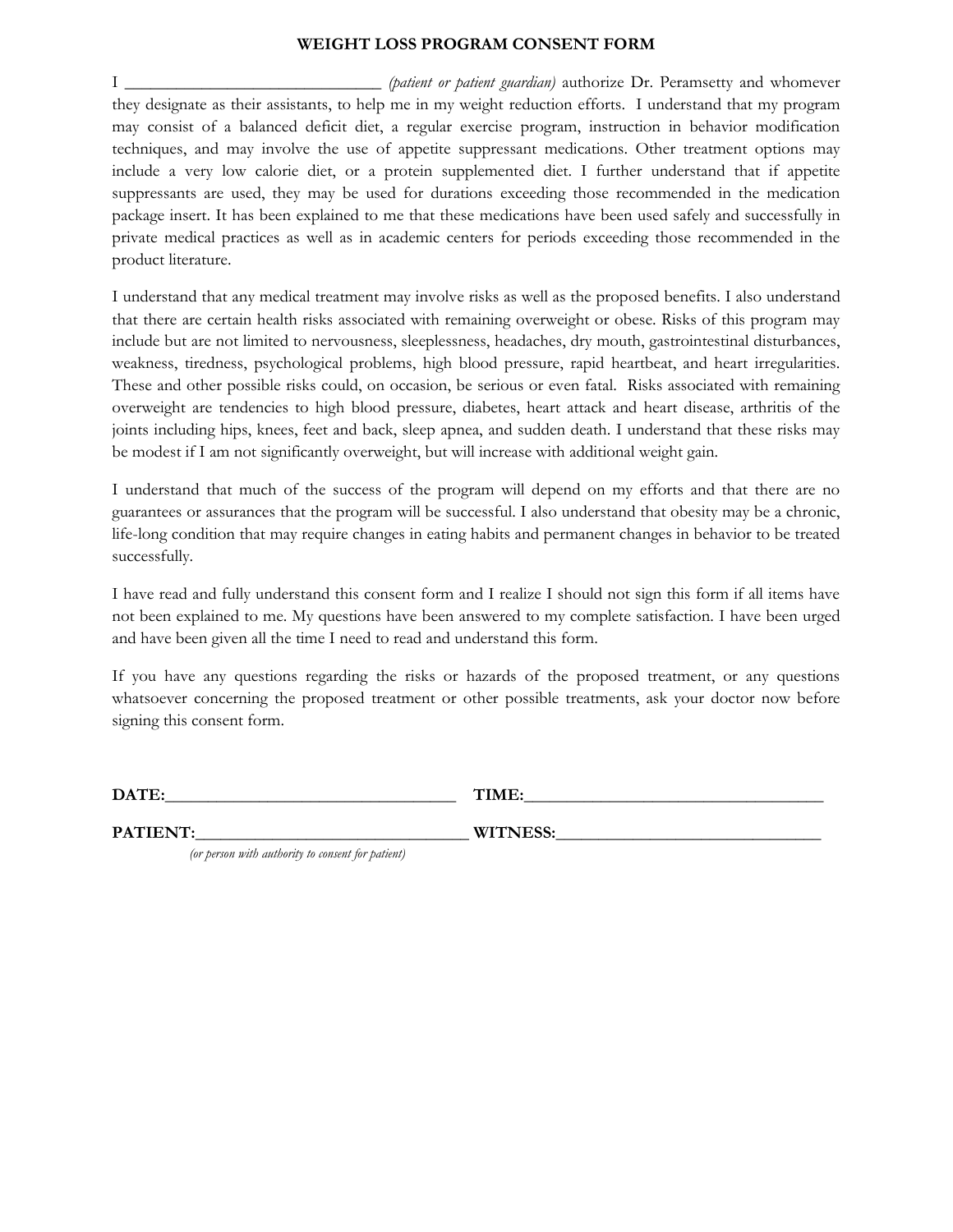# WEIGHT LOSS PROGRAM CONSENT FORM

I ______________________________ *(patient or patient guardian)* authorize Dr. Peramsetty and whomever they designate as their assistants, to help me in my weight reduction efforts. I understand that my program may consist of a balanced deficit diet, a regular exercise program, instruction in behavior modification techniques, and may involve the use of appetite suppressant medications. Other treatment options may include a very low calorie diet, or a protein supplemented diet. I further understand that if appetite suppressants are used, they may be used for durations exceeding those recommended in the medication package insert. It has been explained to me that these medications have been used safely and successfully in private medical practices as well as in academic centers for periods exceeding those recommended in the product literature.

I understand that any medical treatment may involve risks as well as the proposed benefits. I also understand that there are certain health risks associated with remaining overweight or obese. Risks of this program may include but are not limited to nervousness, sleeplessness, headaches, dry mouth, gastrointestinal disturbances, weakness, tiredness, psychological problems, high blood pressure, rapid heartbeat, and heart irregularities. These and other possible risks could, on occasion, be serious or even fatal. Risks associated with remaining overweight are tendencies to high blood pressure, diabetes, heart attack and heart disease, arthritis of the joints including hips, knees, feet and back, sleep apnea, and sudden death. I understand that these risks may be modest if I am not significantly overweight, but will increase with additional weight gain.

I understand that much of the success of the program will depend on my efforts and that there are no guarantees or assurances that the program will be successful. I also understand that obesity may be a chronic, life-long condition that may require changes in eating habits and permanent changes in behavior to be treated successfully.

I have read and fully understand this consent form and I realize I should not sign this form if all items have not been explained to me. My questions have been answered to my complete satisfaction. I have been urged and have been given all the time I need to read and understand this form.

If you have any questions regarding the risks or hazards of the proposed treatment, or any questions whatsoever concerning the proposed treatment or other possible treatments, ask your doctor now before signing this consent form.

**DATE:**__________________________________ **TIME:**__________________________________

**PATIENT:**________________________________ **WITNESS:**______________________________

*(or person with authority to consent for patient)*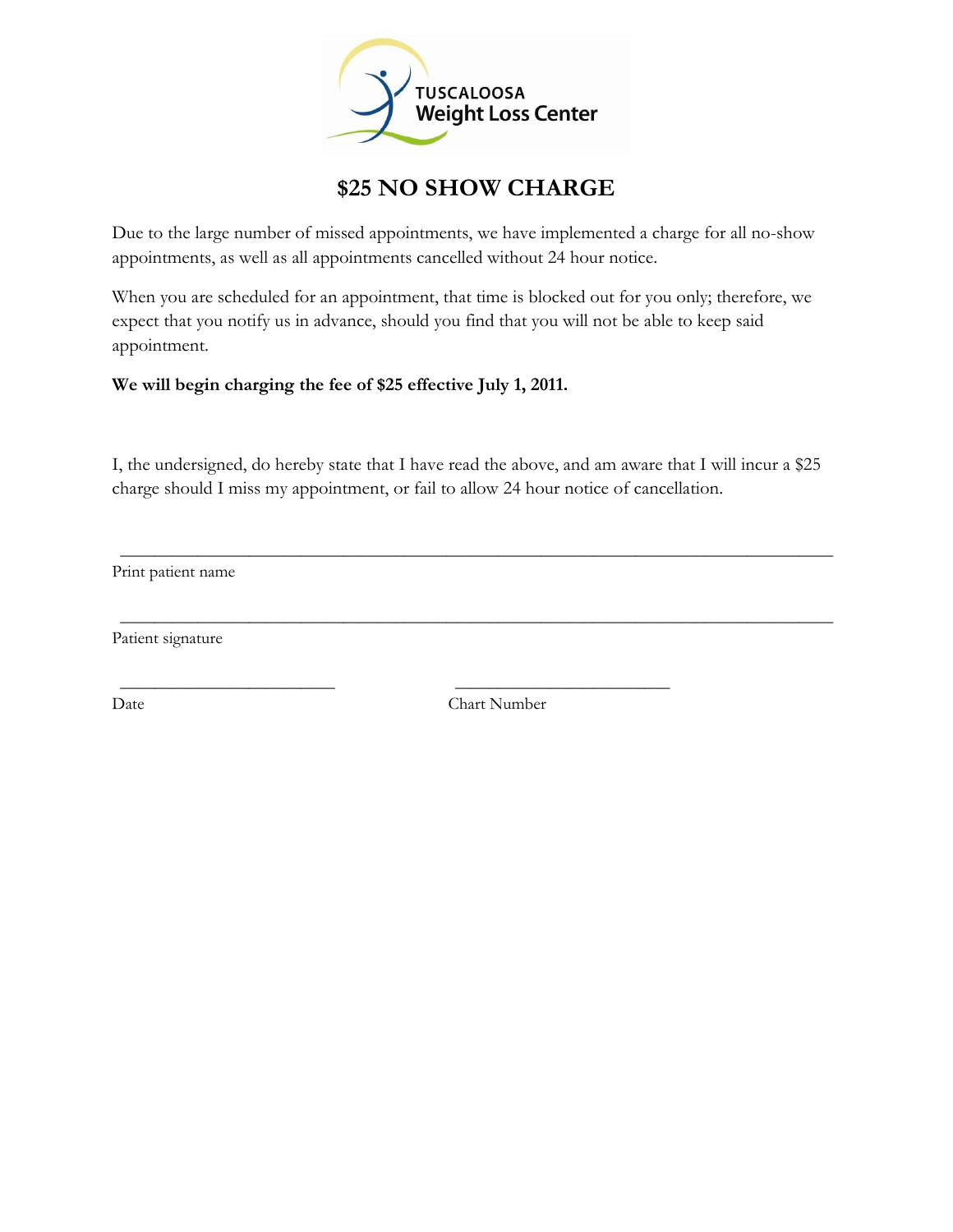TUSCALOOSA
Weight Loss Center

# $25 NO SHOW CHARGE

Due to the large number of missed appointments, we have implemented a charge for all no-show appointments, as well as all appointments cancelled without 24 hour notice.

When you are scheduled for an appointment, that time is blocked out for you only; therefore, we expect that you notify us in advance, should you find that you will not be able to keep said appointment.

**We will begin charging the fee of $25 effective July 1, 2011.**

I, the undersigned, do hereby state that I have read the above, and am aware that I will incur a $25 charge should I miss my appointment, or fail to allow 24 hour notice of cancellation.

______________________________________________________________________________

Print patient name

______________________________________________________________________________

Patient signature

________________________                    ________________________

Date                                                    Chart Number